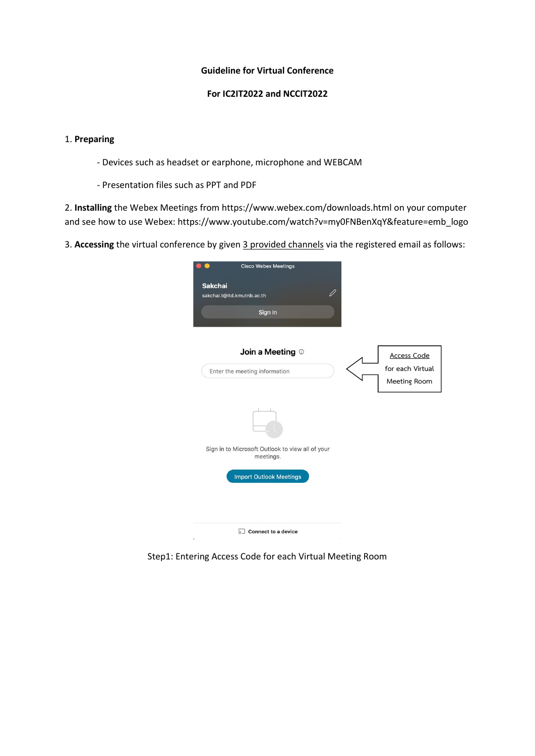**Guideline for Virtual Conference**

**For IC2IT2022 and NCCIT2022**

1. **Preparing**

   - Devices such as headset or earphone, microphone and WEBCAM

   - Presentation files such as PPT and PDF

2. **Installing** the Webex Meetings from https://www.webex.com/downloads.html on your computer and see how to use Webex: https://www.youtube.com/watch?v=my0FNBenXqY&feature=emb_logo

3. **Accessing** the virtual conference by given 3 provided channels via the registered email as follows:

Cisco Webex Meetings

Sakchai

sakchai.t@itd.kmutnb.ac.th

Sign In

Join a Meeting

Enter the meeting information

Access Code for each Virtual Meeting Room

Sign in to Microsoft Outlook to view all of your meetings.

Import Outlook Meetings

Connect to a device

Step1: Entering Access Code for each Virtual Meeting Room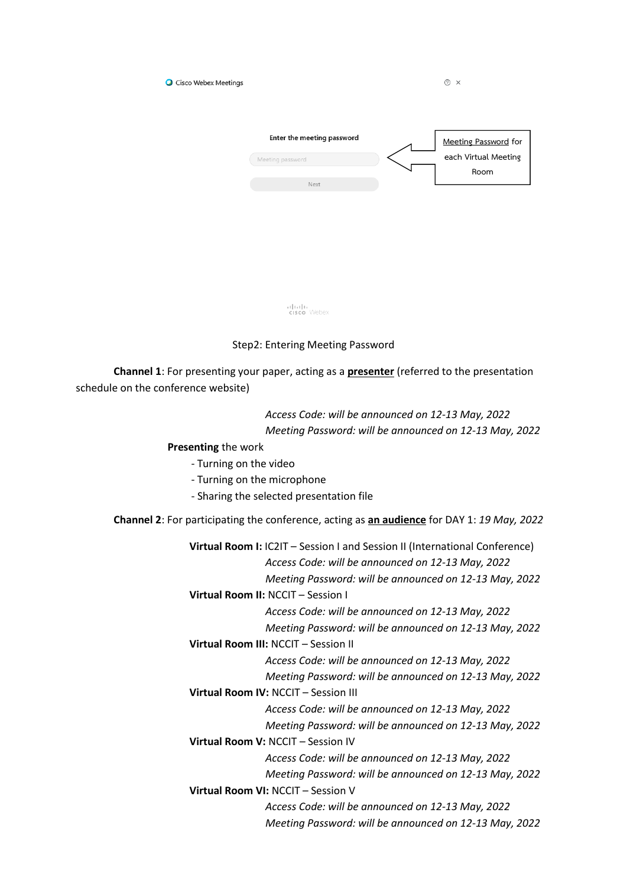Cisco Webex Meetings

Enter the meeting password

Meeting password

Next

Meeting Password for each Virtual Meeting Room

Step2: Entering Meeting Password

**Channel 1**: For presenting your paper, acting as a **presenter** (referred to the presentation schedule on the conference website)

*Access Code: will be announced on 12-13 May, 2022*
*Meeting Password: will be announced on 12-13 May, 2022*

**Presenting** the work

- Turning on the video
- Turning on the microphone
- Sharing the selected presentation file

**Channel 2**: For participating the conference, acting as **an audience** for DAY 1: *19 May, 2022*

**Virtual Room I:** IC2IT – Session I and Session II (International Conference)
*Access Code: will be announced on 12-13 May, 2022*
*Meeting Password: will be announced on 12-13 May, 2022*

**Virtual Room II:** NCCIT – Session I
*Access Code: will be announced on 12-13 May, 2022*
*Meeting Password: will be announced on 12-13 May, 2022*

**Virtual Room III:** NCCIT – Session II
*Access Code: will be announced on 12-13 May, 2022*
*Meeting Password: will be announced on 12-13 May, 2022*

**Virtual Room IV:** NCCIT – Session III
*Access Code: will be announced on 12-13 May, 2022*
*Meeting Password: will be announced on 12-13 May, 2022*

**Virtual Room V:** NCCIT – Session IV
*Access Code: will be announced on 12-13 May, 2022*
*Meeting Password: will be announced on 12-13 May, 2022*

**Virtual Room VI:** NCCIT – Session V
*Access Code: will be announced on 12-13 May, 2022*
*Meeting Password: will be announced on 12-13 May, 2022*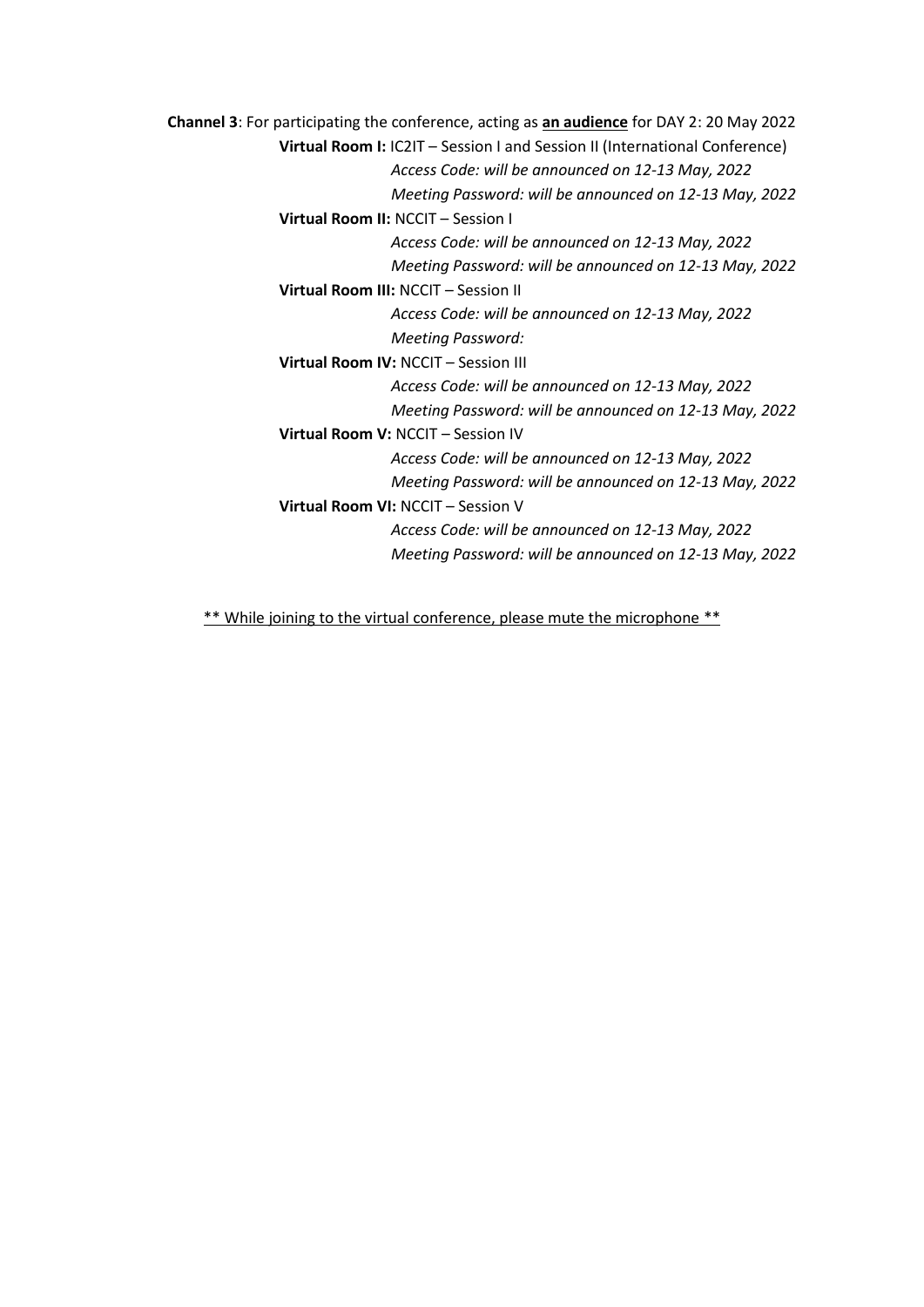**Channel 3**: For participating the conference, acting as **<u>an audience</u>** for DAY 2: 20 May 2022

**Virtual Room I:** IC2IT – Session I and Session II (International Conference)

*Access Code: will be announced on 12-13 May, 2022*

*Meeting Password: will be announced on 12-13 May, 2022*

**Virtual Room II:** NCCIT – Session I

*Access Code: will be announced on 12-13 May, 2022*

*Meeting Password: will be announced on 12-13 May, 2022*

**Virtual Room III:** NCCIT – Session II

*Access Code: will be announced on 12-13 May, 2022*

*Meeting Password:*

**Virtual Room IV:** NCCIT – Session III

*Access Code: will be announced on 12-13 May, 2022*

*Meeting Password: will be announced on 12-13 May, 2022*

**Virtual Room V:** NCCIT – Session IV

*Access Code: will be announced on 12-13 May, 2022*

*Meeting Password: will be announced on 12-13 May, 2022*

**Virtual Room VI:** NCCIT – Session V

*Access Code: will be announced on 12-13 May, 2022*

*Meeting Password: will be announced on 12-13 May, 2022*

<u>** While joining to the virtual conference, please mute the microphone **</u>